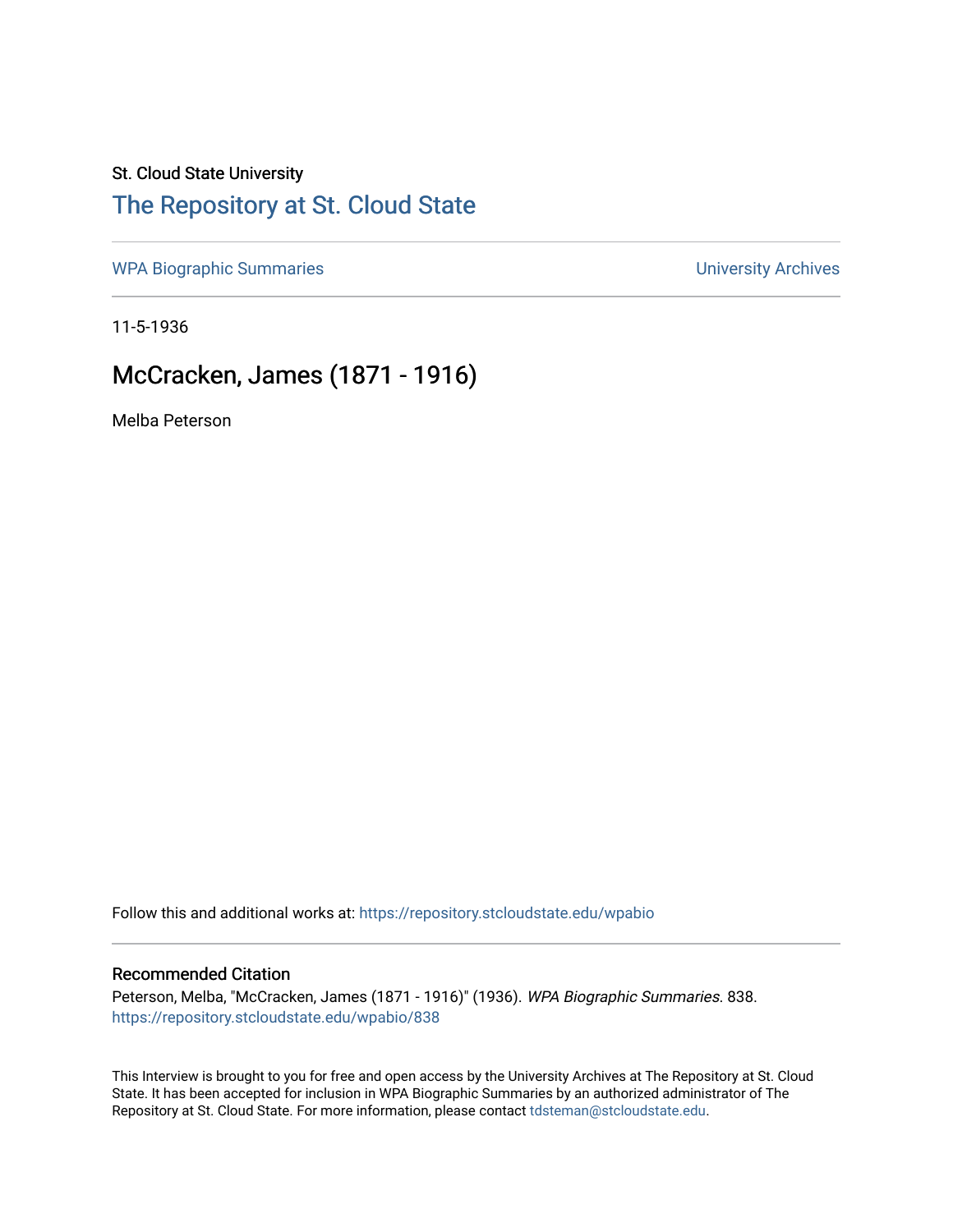St. Cloud State University

# The Repository at St. Cloud State

WPA Biographic Summaries

University Archives

11-5-1936

## McCracken, James (1871 - 1916)

Melba Peterson

Follow this and additional works at: https://repository.stcloudstate.edu/wpabio

### Recommended Citation

Peterson, Melba, "McCracken, James (1871 - 1916)" (1936). *WPA Biographic Summaries*. 838.
https://repository.stcloudstate.edu/wpabio/838

This Interview is brought to you for free and open access by the University Archives at The Repository at St. Cloud State. It has been accepted for inclusion in WPA Biographic Summaries by an authorized administrator of The Repository at St. Cloud State. For more information, please contact tdsteman@stcloudstate.edu.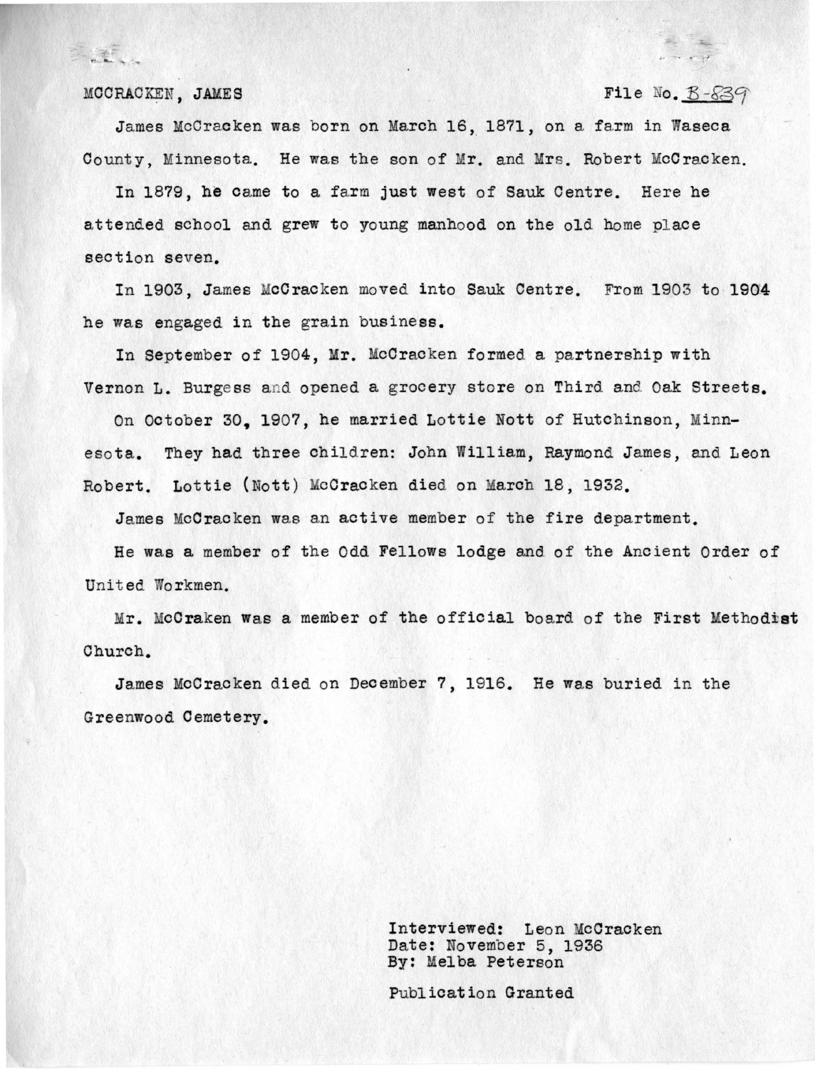MCCRACKEN, JAMES File No. B-839

James McCracken was born on March 16, 1871, on a farm in Waseca County, Minnesota. He was the son of Mr. and Mrs. Robert McCracken.

In 1879, he came to a farm just west of Sauk Centre. Here he attended school and grew to young manhood on the old home place section seven.

In 1903, James McCracken moved into Sauk Centre. From 1903 to 1904 he was engaged in the grain business.

In September of 1904, Mr. McCracken formed a partnership with Vernon L. Burgess and opened a grocery store on Third and Oak Streets.

On October 30, 1907, he married Lottie Nott of Hutchinson, Minnesota. They had three children: John William, Raymond James, and Leon Robert. Lottie (Nott) McCracken died on March 18, 1932.

James McCracken was an active member of the fire department.

He was a member of the Odd Fellows lodge and of the Ancient Order of United Workmen.

Mr. McCraken was a member of the official board of the First Methodist Church.

James McCracken died on December 7, 1916. He was buried in the Greenwood Cemetery.

Interviewed: Leon McCracken
Date: November 5, 1936
By: Melba Peterson

Publication Granted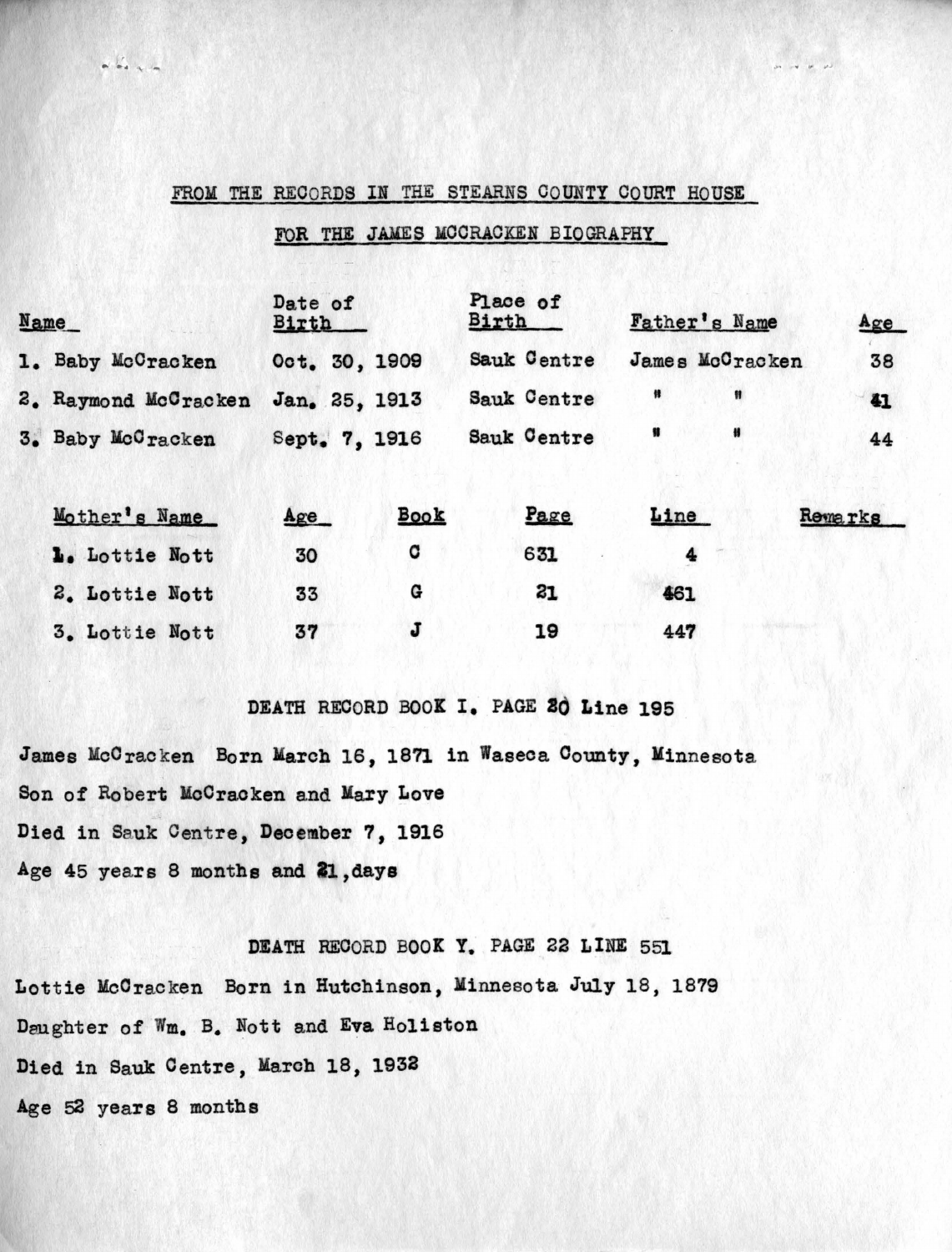FROM THE RECORDS IN THE STEARNS COUNTY COURT HOUSE

FOR THE JAMES MCCRACKEN BIOGRAPHY

| Name | Date of Birth | Place of Birth | Father's Name | Age |
|---|---|---|---|---|
| 1. Baby McCracken | Oct. 30, 1909 | Sauk Centre | James McCracken | 38 |
| 2. Raymond McCracken | Jan. 25, 1913 | Sauk Centre | " " | 41 |
| 3. Baby McCracken | Sept. 7, 1916 | Sauk Centre | " " | 44 |

| Mother's Name | Age | Book | Page | Line | Remarks |
|---|---|---|---|---|---|
| 1. Lottie Nott | 30 | C | 631 | 4 | |
| 2. Lottie Nott | 33 | G | 21 | 461 | |
| 3. Lottie Nott | 37 | J | 19 | 447 | |

DEATH RECORD BOOK I. PAGE 30 Line 195

James McCracken Born March 16, 1871 in Waseca County, Minnesota

Son of Robert McCracken and Mary Love

Died in Sauk Centre, December 7, 1916

Age 45 years 8 months and 21,days

DEATH RECORD BOOK Y. PAGE 22 LINE 551

Lottie McCracken Born in Hutchinson, Minnesota July 18, 1879

Daughter of Wm. B. Nott and Eva Holiston

Died in Sauk Centre, March 18, 1932

Age 52 years 8 months